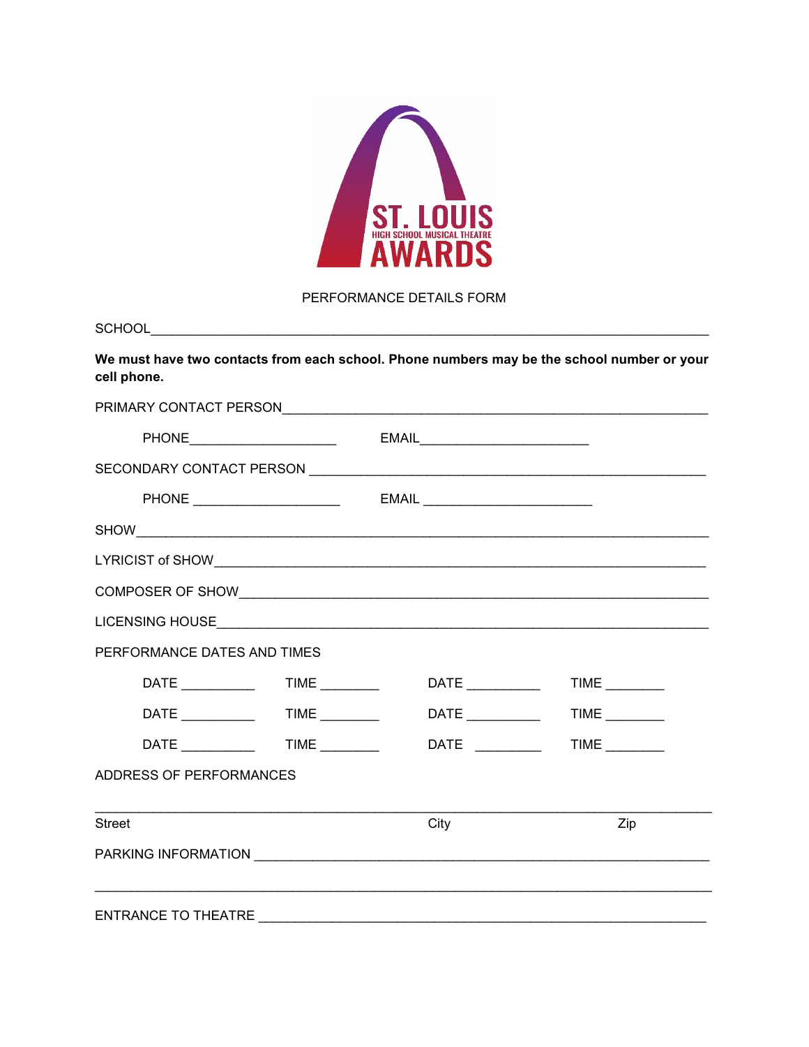ST. LOUIS
HIGH SCHOOL MUSICAL THEATRE
AWARDS

PERFORMANCE DETAILS FORM

SCHOOL_______________________________________________________________________________

**We must have two contacts from each school. Phone numbers may be the school number or your cell phone.**

PRIMARY CONTACT PERSON_____________________________________________________________

PHONE____________________ EMAIL______________________

SECONDARY CONTACT PERSON ___________________________________________________

PHONE ____________________ EMAIL ______________________

SHOW_________________________________________________________________________

LYRICIST of SHOW_______________________________________________________________

COMPOSER OF SHOW_____________________________________________________________

LICENSING HOUSE________________________________________________________________

PERFORMANCE DATES AND TIMES

DATE __________ TIME ________ DATE __________ TIME ________

DATE __________ TIME ________ DATE __________ TIME ________

DATE __________ TIME ________ DATE _________ TIME ________

ADDRESS OF PERFORMANCES

_____________________________________________________________________________

Street City Zip

PARKING INFORMATION ___________________________________________________________

_____________________________________________________________________________

ENTRANCE TO THEATRE __________________________________________________________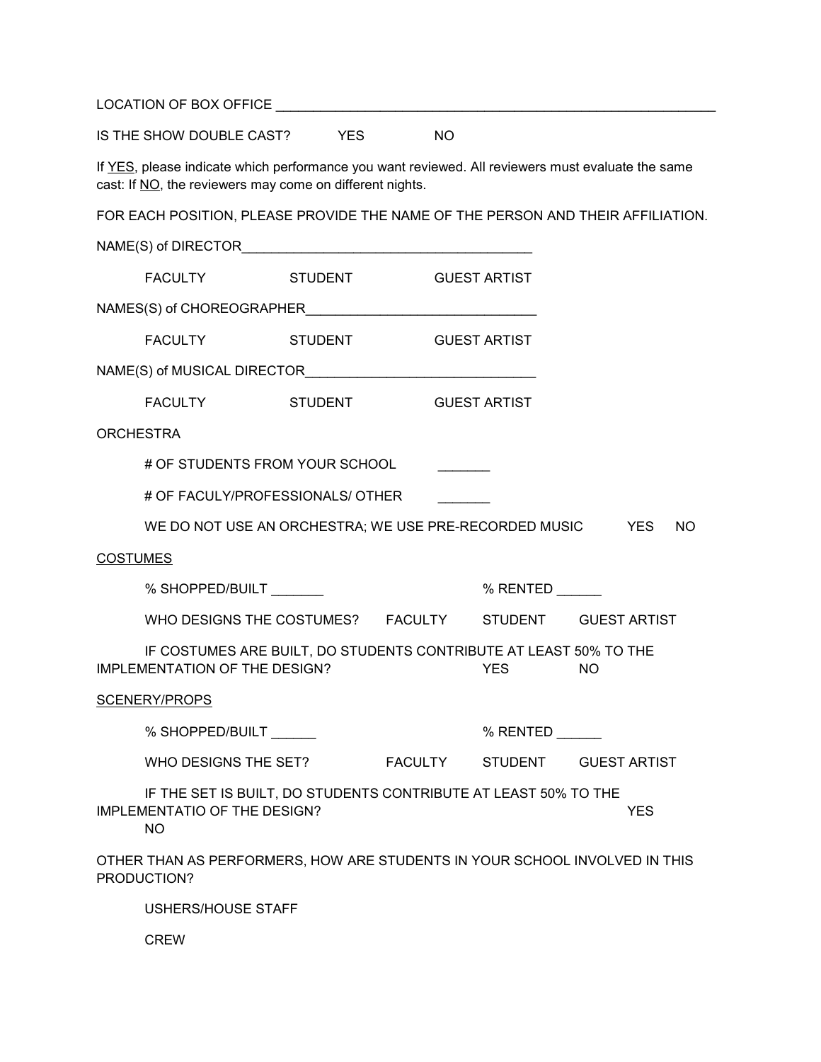LOCATION OF BOX OFFICE ______________________________________________________________

IS THE SHOW DOUBLE CAST? YES NO

If <u>YES</u>, please indicate which performance you want reviewed. All reviewers must evaluate the same cast: If <u>NO</u>, the reviewers may come on different nights.

FOR EACH POSITION, PLEASE PROVIDE THE NAME OF THE PERSON AND THEIR AFFILIATION.

NAME(S) of DIRECTOR_________________________________________

FACULTY STUDENT GUEST ARTIST

NAMES(S) of CHOREOGRAPHER_______________________________

FACULTY STUDENT GUEST ARTIST

NAME(S) of MUSICAL DIRECTOR_______________________________

FACULTY STUDENT GUEST ARTIST

ORCHESTRA

# OF STUDENTS FROM YOUR SCHOOL _______

# OF FACULY/PROFESSIONALS/ OTHER _______

WE DO NOT USE AN ORCHESTRA; WE USE PRE-RECORDED MUSIC YES NO

<u>COSTUMES</u>

% SHOPPED/BUILT _______ % RENTED ______

WHO DESIGNS THE COSTUMES? FACULTY STUDENT GUEST ARTIST

IF COSTUMES ARE BUILT, DO STUDENTS CONTRIBUTE AT LEAST 50% TO THE IMPLEMENTATION OF THE DESIGN? YES NO

<u>SCENERY/PROPS</u>

% SHOPPED/BUILT ______ % RENTED ______

WHO DESIGNS THE SET? FACULTY STUDENT GUEST ARTIST

IF THE SET IS BUILT, DO STUDENTS CONTRIBUTE AT LEAST 50% TO THE IMPLEMENTATIO OF THE DESIGN? YES NO

OTHER THAN AS PERFORMERS, HOW ARE STUDENTS IN YOUR SCHOOL INVOLVED IN THIS PRODUCTION?

USHERS/HOUSE STAFF

CREW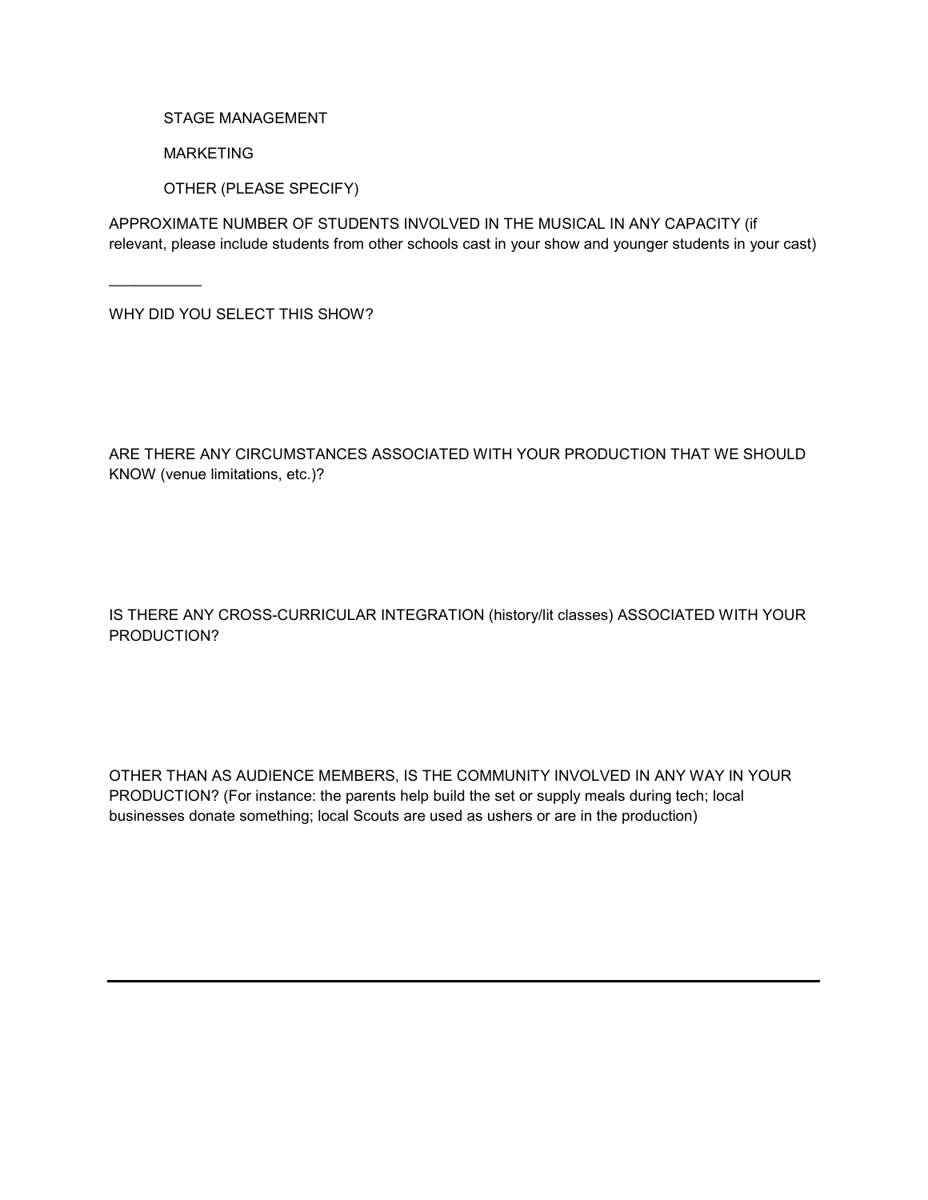STAGE MANAGEMENT

MARKETING

OTHER (PLEASE SPECIFY)

APPROXIMATE NUMBER OF STUDENTS INVOLVED IN THE MUSICAL IN ANY CAPACITY (if relevant, please include students from other schools cast in your show and younger students in your cast)

___________

WHY DID YOU SELECT THIS SHOW?

ARE THERE ANY CIRCUMSTANCES ASSOCIATED WITH YOUR PRODUCTION THAT WE SHOULD KNOW (venue limitations, etc.)?

IS THERE ANY CROSS-CURRICULAR INTEGRATION (history/lit classes) ASSOCIATED WITH YOUR PRODUCTION?

OTHER THAN AS AUDIENCE MEMBERS, IS THE COMMUNITY INVOLVED IN ANY WAY IN YOUR PRODUCTION? (For instance: the parents help build the set or supply meals during tech; local businesses donate something; local Scouts are used as ushers or are in the production)

---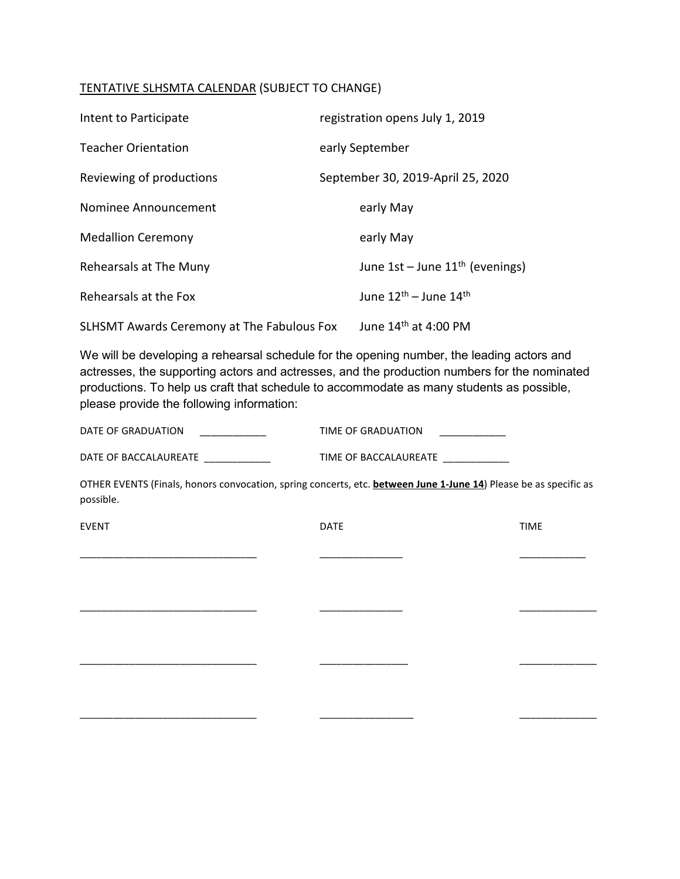<u>TENTATIVE SLHSMTA CALENDAR</u> (SUBJECT TO CHANGE)

| | |
|---|---|
| Intent to Participate | registration opens July 1, 2019 |
| Teacher Orientation | early September |
| Reviewing of productions | September 30, 2019-April 25, 2020 |
| Nominee Announcement | early May |
| Medallion Ceremony | early May |
| Rehearsals at The Muny | June 1st – June 11th (evenings) |
| Rehearsals at the Fox | June 12th – June 14th |
| SLHSMT Awards Ceremony at The Fabulous Fox | June 14th at 4:00 PM |

We will be developing a rehearsal schedule for the opening number, the leading actors and actresses, the supporting actors and actresses, and the production numbers for the nominated productions. To help us craft that schedule to accommodate as many students as possible, please provide the following information:

DATE OF GRADUATION ____________ TIME OF GRADUATION ____________

DATE OF BACCALAUREATE ____________ TIME OF BACCALAUREATE ____________

OTHER EVENTS (Finals, honors convocation, spring concerts, etc. **<u>between June 1-June 14</u>**) Please be as specific as possible.

| EVENT | DATE | TIME |
|---|---|---|
| ______________________________ | ______________ | ____________ |
| ______________________________ | ______________ | ______________ |
| ______________________________ | _______________ | ______________ |
| ______________________________ | ________________ | ______________ |